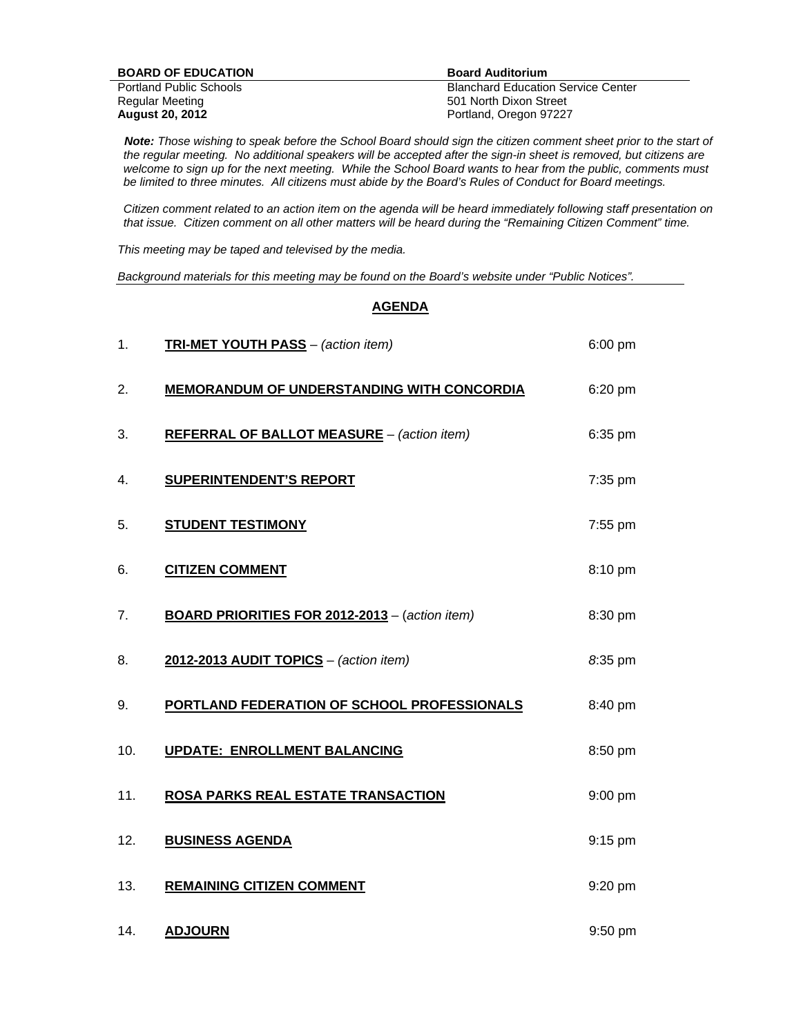**BOARD OF EDUCATION**
Portland Public Schools
Regular Meeting
**August 20, 2012**

**Board Auditorium**
Blanchard Education Service Center
501 North Dixon Street
Portland, Oregon 97227

***Note:*** *Those wishing to speak before the School Board should sign the citizen comment sheet prior to the start of the regular meeting. No additional speakers will be accepted after the sign-in sheet is removed, but citizens are welcome to sign up for the next meeting. While the School Board wants to hear from the public, comments must be limited to three minutes. All citizens must abide by the Board's Rules of Conduct for Board meetings.*

*Citizen comment related to an action item on the agenda will be heard immediately following staff presentation on that issue. Citizen comment on all other matters will be heard during the "Remaining Citizen Comment" time.*

*This meeting may be taped and televised by the media.*

*Background materials for this meeting may be found on the Board's website under "Public Notices".*

## AGENDA

| | | |
|---|---|---|
| 1. | **TRI-MET YOUTH PASS** – *(action item)* | 6:00 pm |
| 2. | **MEMORANDUM OF UNDERSTANDING WITH CONCORDIA** | 6:20 pm |
| 3. | **REFERRAL OF BALLOT MEASURE** – *(action item)* | 6:35 pm |
| 4. | **SUPERINTENDENT'S REPORT** | 7:35 pm |
| 5. | **STUDENT TESTIMONY** | 7:55 pm |
| 6. | **CITIZEN COMMENT** | 8:10 pm |
| 7. | **BOARD PRIORITIES FOR 2012-2013** – (*action item)* | 8:30 pm |
| 8. | **2012-2013 AUDIT TOPICS** – *(action item)* | *8*:35 pm |
| 9. | **PORTLAND FEDERATION OF SCHOOL PROFESSIONALS** | 8:40 pm |
| 10. | **UPDATE: ENROLLMENT BALANCING** | 8:50 pm |
| 11. | **ROSA PARKS REAL ESTATE TRANSACTION** | 9:00 pm |
| 12. | **BUSINESS AGENDA** | 9:15 pm |
| 13. | **REMAINING CITIZEN COMMENT** | 9:20 pm |
| 14. | **ADJOURN** | 9:50 pm |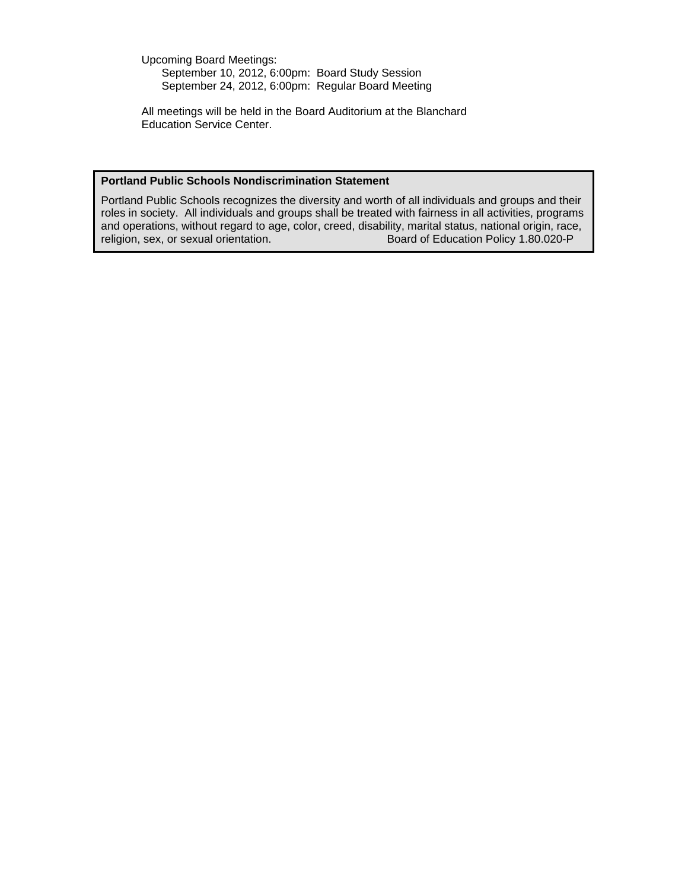Upcoming Board Meetings:

September 10, 2012, 6:00pm: Board Study Session
September 24, 2012, 6:00pm: Regular Board Meeting

All meetings will be held in the Board Auditorium at the Blanchard Education Service Center.

**Portland Public Schools Nondiscrimination Statement**

Portland Public Schools recognizes the diversity and worth of all individuals and groups and their roles in society. All individuals and groups shall be treated with fairness in all activities, programs and operations, without regard to age, color, creed, disability, marital status, national origin, race, religion, sex, or sexual orientation. Board of Education Policy 1.80.020-P